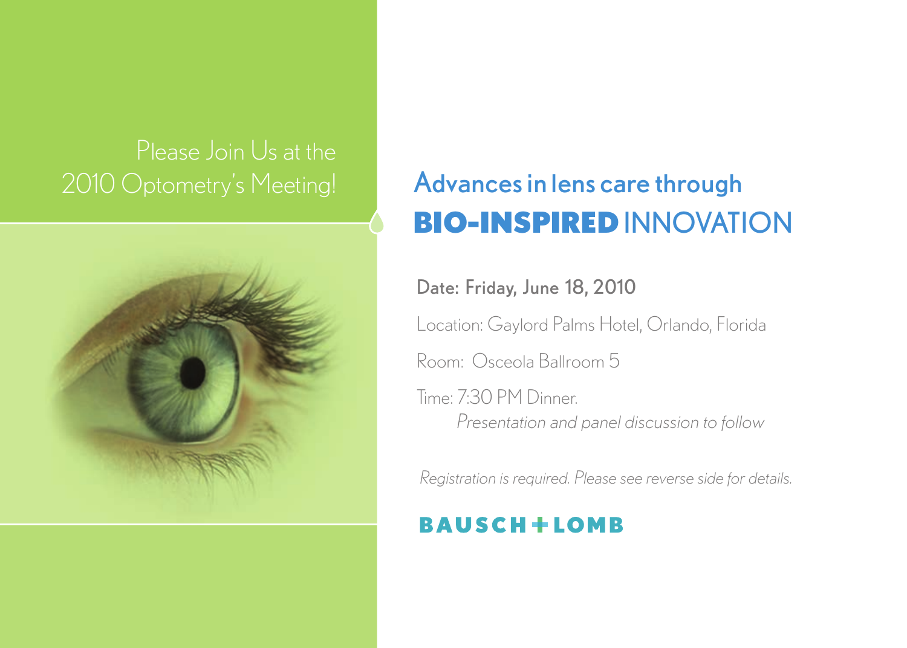Please Join Us at the 2010 Optometry's Meeting!

# Advances in lens care through **BIO-INSPIRED** INNOVATION

**Date: Friday, June 18, 2010**

Location: Gaylord Palms Hotel, Orlando, Florida

Room: Osceola Ballroom 5

Time: 7:30 PM Dinner.
*Presentation and panel discussion to follow*

*Registration is required. Please see reverse side for details.*

**BAUSCH + LOMB**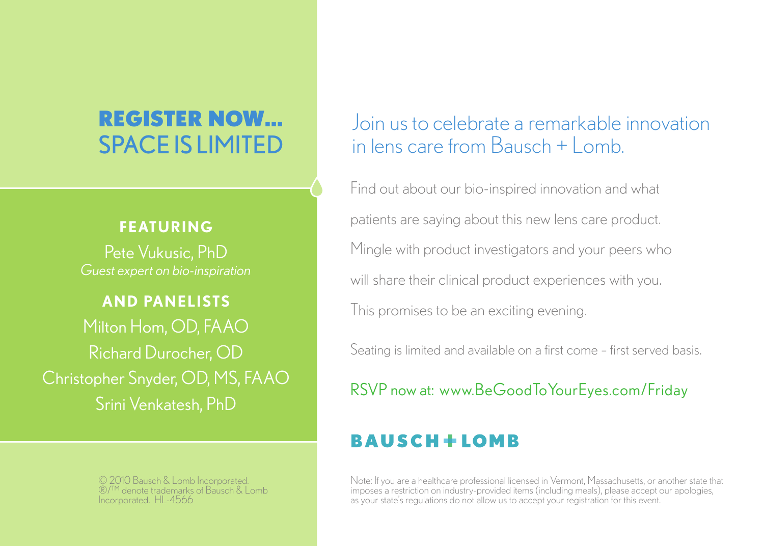## REGISTER NOW... SPACE IS LIMITED

**FEATURING**

Pete Vukusic, PhD
*Guest expert on bio-inspiration*

**AND PANELISTS**

Milton Hom, OD, FAAO
Richard Durocher, OD
Christopher Snyder, OD, MS, FAAO
Srini Venkatesh, PhD

© 2010 Bausch & Lomb Incorporated. ®/™ denote trademarks of Bausch & Lomb Incorporated. HL-4566

## Join us to celebrate a remarkable innovation in lens care from Bausch + Lomb.

Find out about our bio-inspired innovation and what patients are saying about this new lens care product. Mingle with product investigators and your peers who will share their clinical product experiences with you. This promises to be an exciting evening.

Seating is limited and available on a first come – first served basis.

RSVP now at: www.BeGoodToYourEyes.com/Friday

**BAUSCH + LOMB**

Note: If you are a healthcare professional licensed in Vermont, Massachusetts, or another state that imposes a restriction on industry-provided items (including meals), please accept our apologies, as your state's regulations do not allow us to accept your registration for this event.